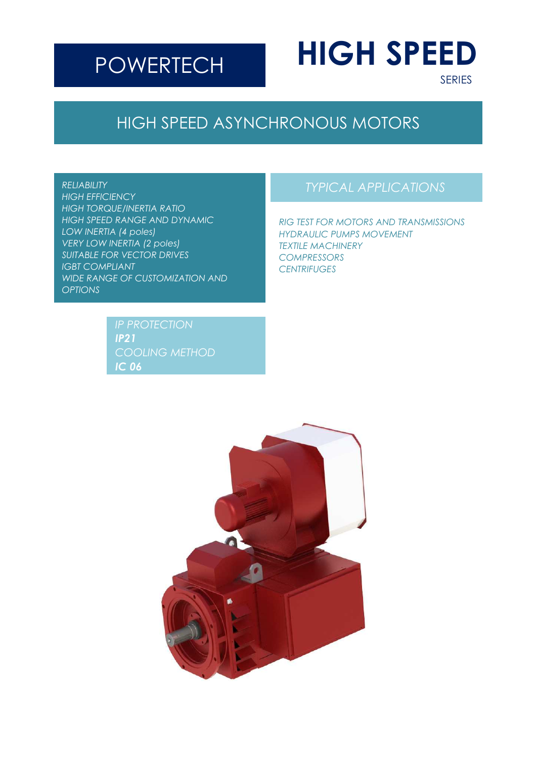# POWERTECH

# HIGH SPEED

SERIES

## HIGH SPEED ASYNCHRONOUS MOTORS

*RELIABILITY*
*HIGH EFFICIENCY*
*HIGH TORQUE/INERTIA RATIO*
*HIGH SPEED RANGE AND DYNAMIC*
*LOW INERTIA (4 poles)*
*VERY LOW INERTIA (2 poles)*
*SUITABLE FOR VECTOR DRIVES*
*IGBT COMPLIANT*
*WIDE RANGE OF CUSTOMIZATION AND OPTIONS*

### *TYPICAL APPLICATIONS*

*RIG TEST FOR MOTORS AND TRANSMISSIONS*
*HYDRAULIC PUMPS MOVEMENT*
*TEXTILE MACHINERY*
*COMPRESSORS*
*CENTRIFUGES*

*IP PROTECTION*
***IP21***
*COOLING METHOD*
***IC 06***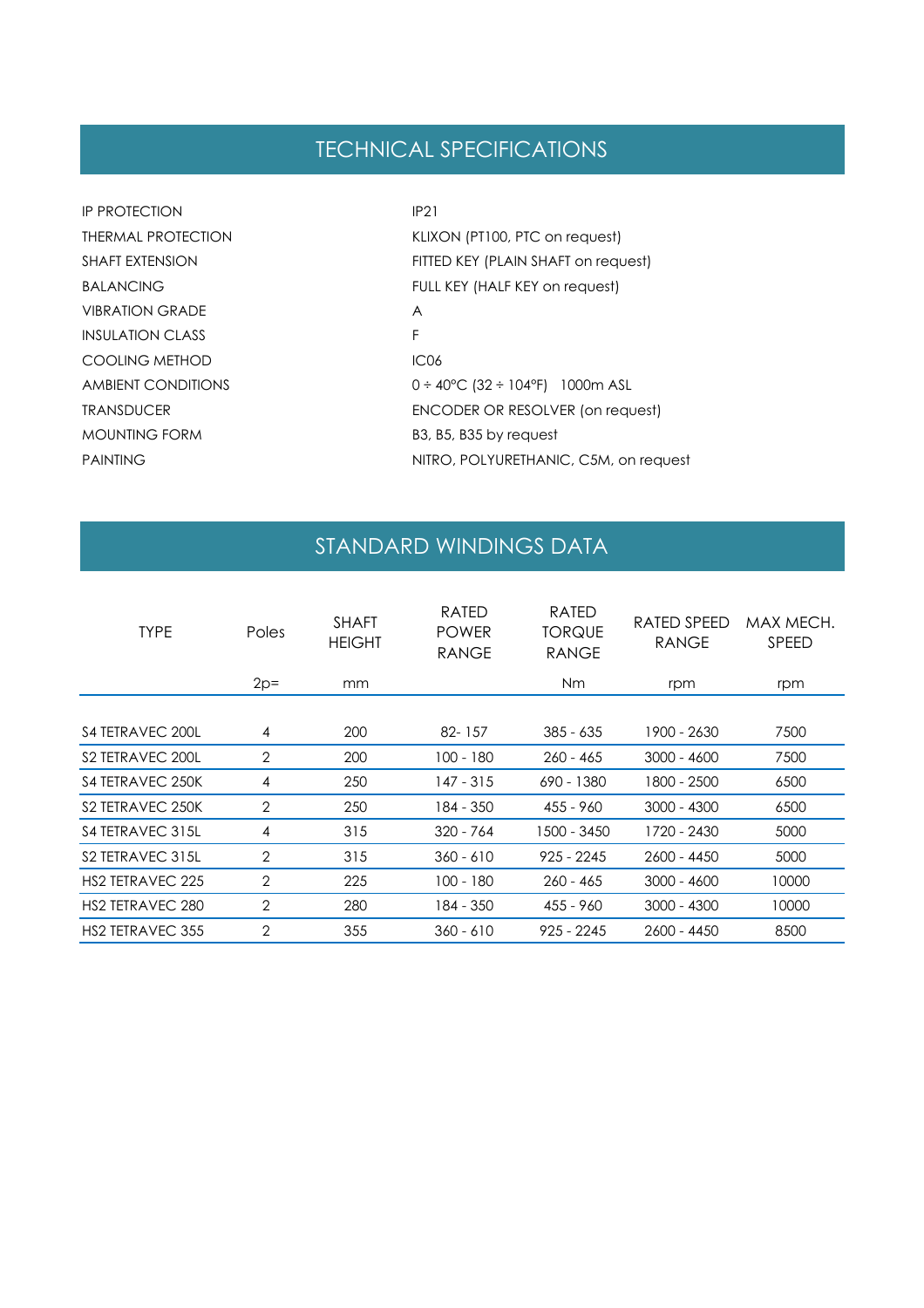## TECHNICAL SPECIFICATIONS

| | |
|---|---|
| IP PROTECTION | IP21 |
| THERMAL PROTECTION | KLIXON (PT100, PTC on request) |
| SHAFT EXTENSION | FITTED KEY (PLAIN SHAFT on request) |
| BALANCING | FULL KEY (HALF KEY on request) |
| VIBRATION GRADE | A |
| INSULATION CLASS | F |
| COOLING METHOD | IC06 |
| AMBIENT CONDITIONS | 0 ÷ 40°C (32 ÷ 104°F)   1000m ASL |
| TRANSDUCER | ENCODER OR RESOLVER (on request) |
| MOUNTING FORM | B3, B5, B35 by request |
| PAINTING | NITRO, POLYURETHANIC, C5M, on request |

## STANDARD WINDINGS DATA

| TYPE | Poles | SHAFT HEIGHT | RATED POWER RANGE | RATED TORQUE RANGE | RATED SPEED RANGE | MAX MECH. SPEED |
|---|---|---|---|---|---|---|
| | 2p= | mm | | Nm | rpm | rpm |
| S4 TETRAVEC 200L | 4 | 200 | 82- 157 | 385 - 635 | 1900 - 2630 | 7500 |
| S2 TETRAVEC 200L | 2 | 200 | 100 - 180 | 260 - 465 | 3000 - 4600 | 7500 |
| S4 TETRAVEC 250K | 4 | 250 | 147 - 315 | 690 - 1380 | 1800 - 2500 | 6500 |
| S2 TETRAVEC 250K | 2 | 250 | 184 - 350 | 455 - 960 | 3000 - 4300 | 6500 |
| S4 TETRAVEC 315L | 4 | 315 | 320 - 764 | 1500 - 3450 | 1720 - 2430 | 5000 |
| S2 TETRAVEC 315L | 2 | 315 | 360 - 610 | 925 - 2245 | 2600 - 4450 | 5000 |
| HS2 TETRAVEC 225 | 2 | 225 | 100 - 180 | 260 - 465 | 3000 - 4600 | 10000 |
| HS2 TETRAVEC 280 | 2 | 280 | 184 - 350 | 455 - 960 | 3000 - 4300 | 10000 |
| HS2 TETRAVEC 355 | 2 | 355 | 360 - 610 | 925 - 2245 | 2600 - 4450 | 8500 |